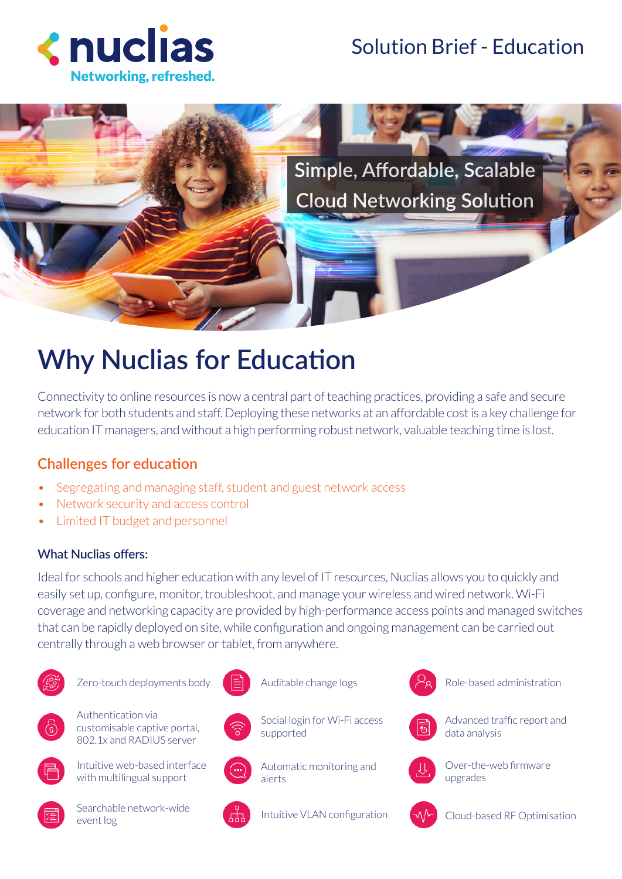nuclias

Networking, refreshed.

Solution Brief - Education

Simple, Affordable, Scalable Cloud Networking Solution

# Why Nuclias for Education

Connectivity to online resources is now a central part of teaching practices, providing a safe and secure network for both students and staff. Deploying these networks at an affordable cost is a key challenge for education IT managers, and without a high performing robust network, valuable teaching time is lost.

## Challenges for education

- Segregating and managing staff, student and guest network access
- Network security and access control
- Limited IT budget and personnel

### What Nuclias offers:

Ideal for schools and higher education with any level of IT resources, Nuclias allows you to quickly and easily set up, configure, monitor, troubleshoot, and manage your wireless and wired network. Wi-Fi coverage and networking capacity are provided by high-performance access points and managed switches that can be rapidly deployed on site, while configuration and ongoing management can be carried out centrally through a web browser or tablet, from anywhere.

- Zero-touch deployments body
- Authentication via customisable captive portal, 802.1x and RADIUS server
- Intuitive web-based interface with multilingual support
- Searchable network-wide event log
- Auditable change logs
- Social login for Wi-Fi access supported
- Automatic monitoring and alerts
- Intuitive VLAN configuration
- Role-based administration
- Advanced traffic report and data analysis
- Over-the-web firmware upgrades
- Cloud-based RF Optimisation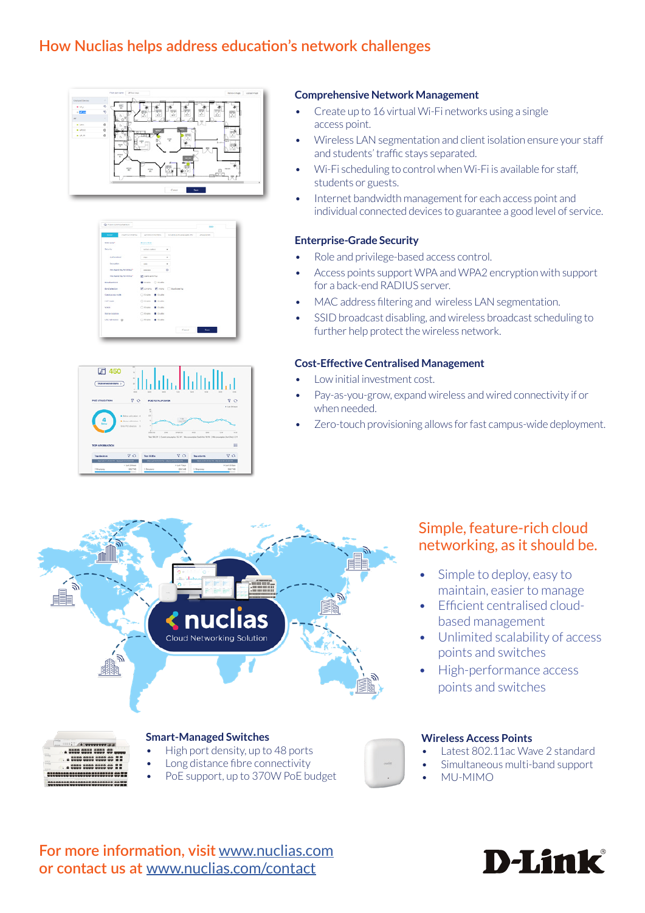# How Nuclias helps address education's network challenges

### Comprehensive Network Management

- Create up to 16 virtual Wi-Fi networks using a single access point.
- Wireless LAN segmentation and client isolation ensure your staff and students' traffic stays separated.
- Wi-Fi scheduling to control when Wi-Fi is available for staff, students or guests.
- Internet bandwidth management for each access point and individual connected devices to guarantee a good level of service.

### Enterprise-Grade Security

- Role and privilege-based access control.
- Access points support WPA and WPA2 encryption with support for a back-end RADIUS server.
- MAC address filtering and wireless LAN segmentation.
- SSID broadcast disabling, and wireless broadcast scheduling to further help protect the wireless network.

### Cost-Effective Centralised Management

- Low initial investment cost.
- Pay-as-you-grow, expand wireless and wired connectivity if or when needed.
- Zero-touch provisioning allows for fast campus-wide deployment.

## Simple, feature-rich cloud networking, as it should be.

- Simple to deploy, easy to maintain, easier to manage
- Efficient centralised cloud-based management
- Unlimited scalability of access points and switches
- High-performance access points and switches

### Smart-Managed Switches

- High port density, up to 48 ports
- Long distance fibre connectivity
- PoE support, up to 370W PoE budget

### Wireless Access Points

- Latest 802.11ac Wave 2 standard
- Simultaneous multi-band support
- MU-MIMO

For more information, visit www.nuclias.com
or contact us at www.nuclias.com/contact

D-Link®